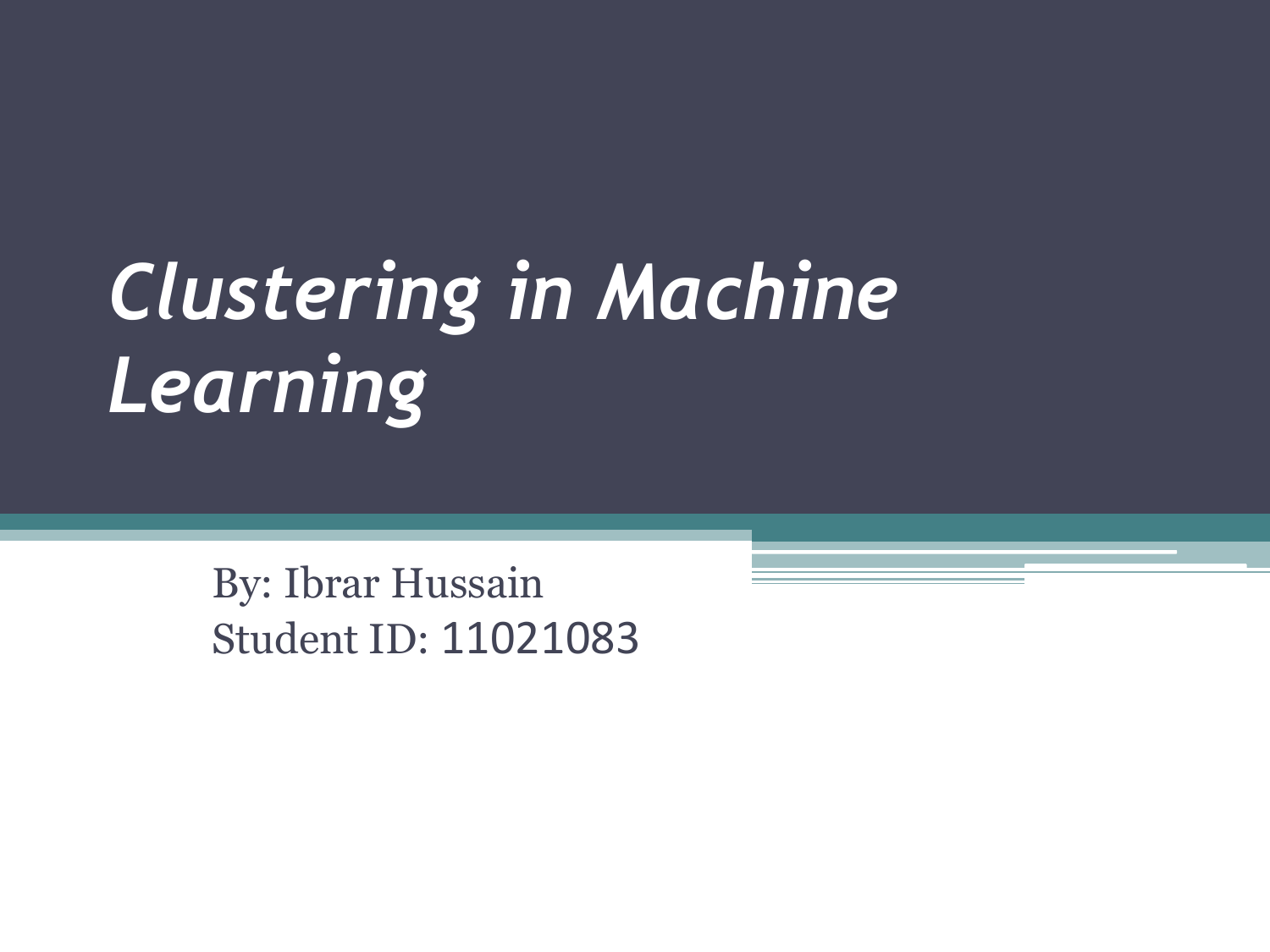# *Clustering in Machine Learning*

By: Ibrar Hussain
Student ID: 11021083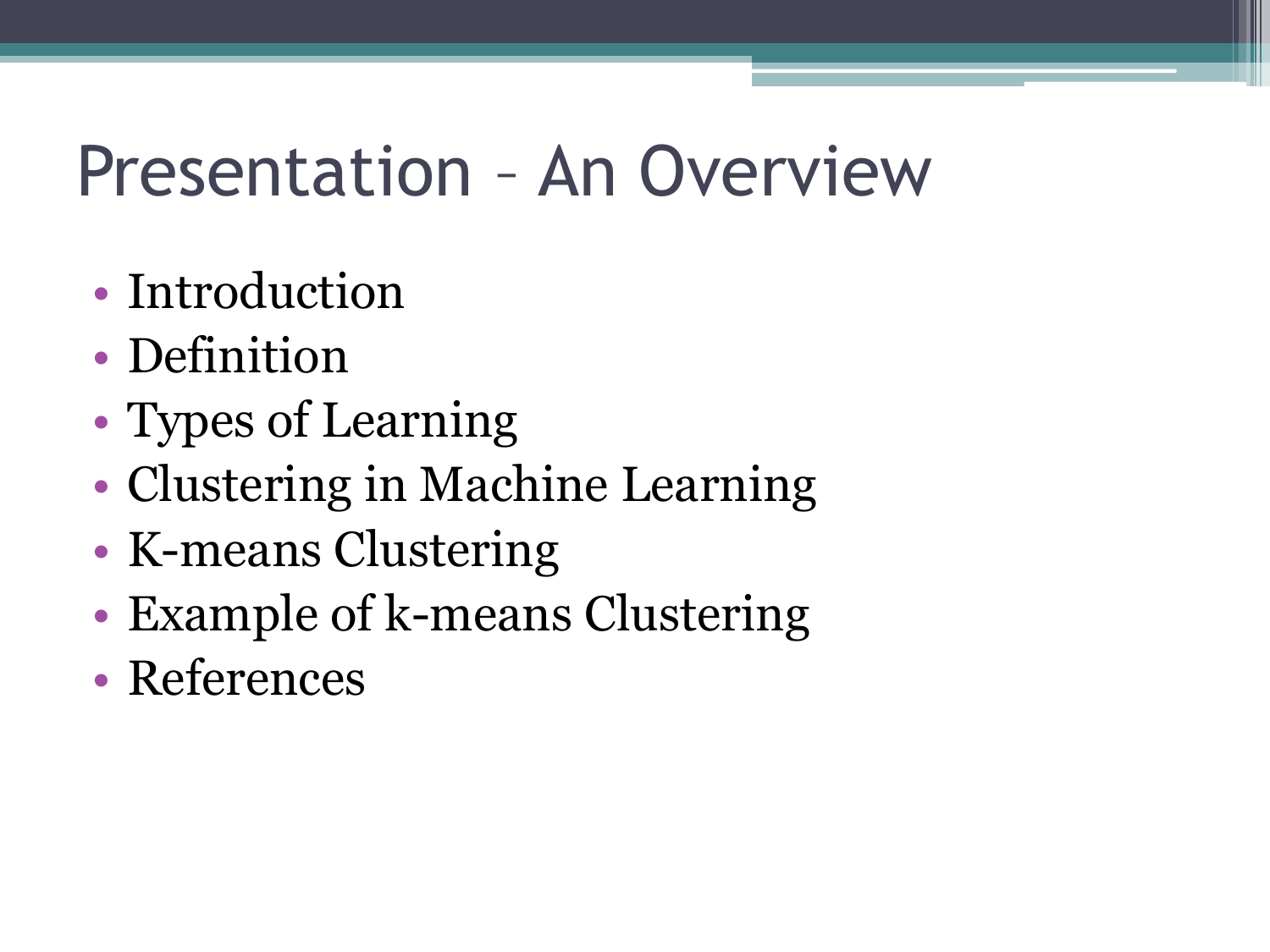# Presentation – An Overview

- Introduction
- Definition
- Types of Learning
- Clustering in Machine Learning
- K-means Clustering
- Example of k-means Clustering
- References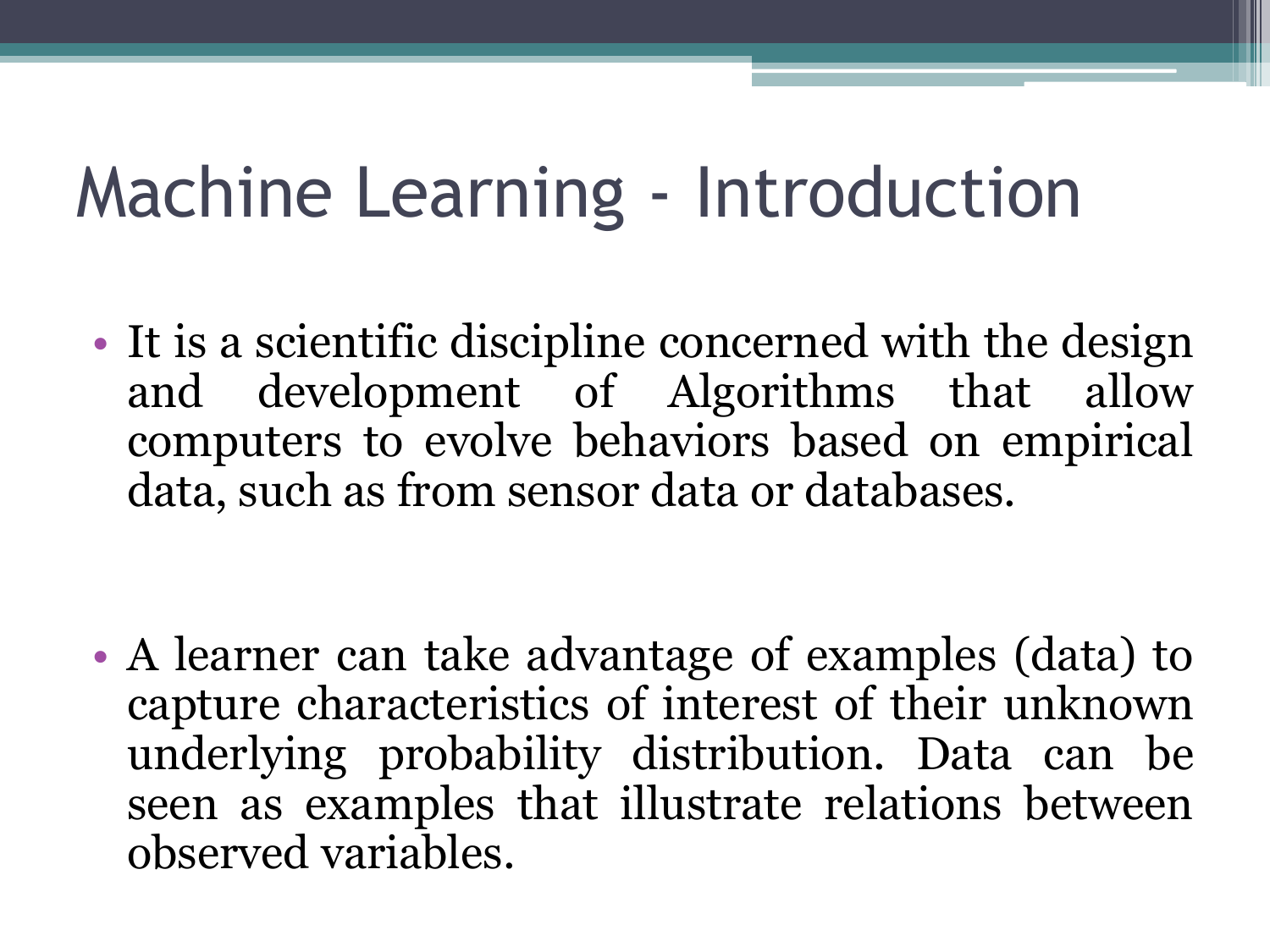# Machine Learning - Introduction

- It is a scientific discipline concerned with the design and development of Algorithms that allow computers to evolve behaviors based on empirical data, such as from sensor data or databases.

- A learner can take advantage of examples (data) to capture characteristics of interest of their unknown underlying probability distribution. Data can be seen as examples that illustrate relations between observed variables.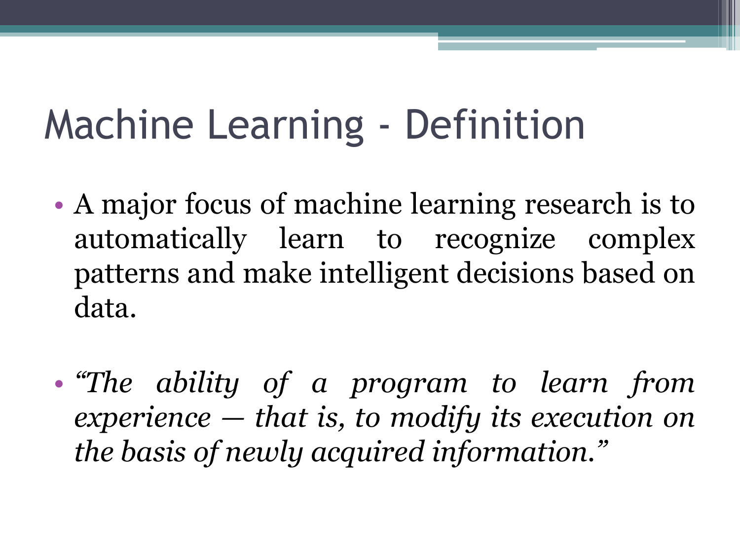# Machine Learning - Definition

- A major focus of machine learning research is to automatically learn to recognize complex patterns and make intelligent decisions based on data.

- *“The ability of a program to learn from experience — that is, to modify its execution on the basis of newly acquired information.”*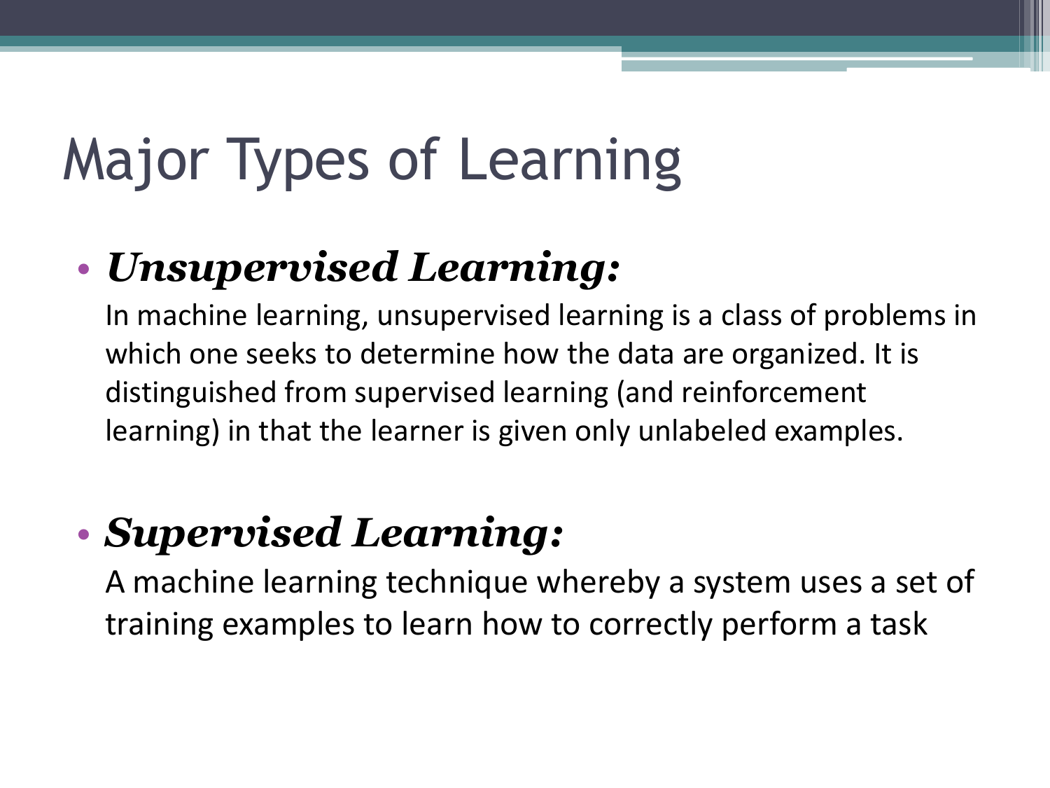# Major Types of Learning

- ***Unsupervised Learning:***

  In machine learning, unsupervised learning is a class of problems in which one seeks to determine how the data are organized. It is distinguished from supervised learning (and reinforcement learning) in that the learner is given only unlabeled examples.

- ***Supervised Learning:***

  A machine learning technique whereby a system uses a set of training examples to learn how to correctly perform a task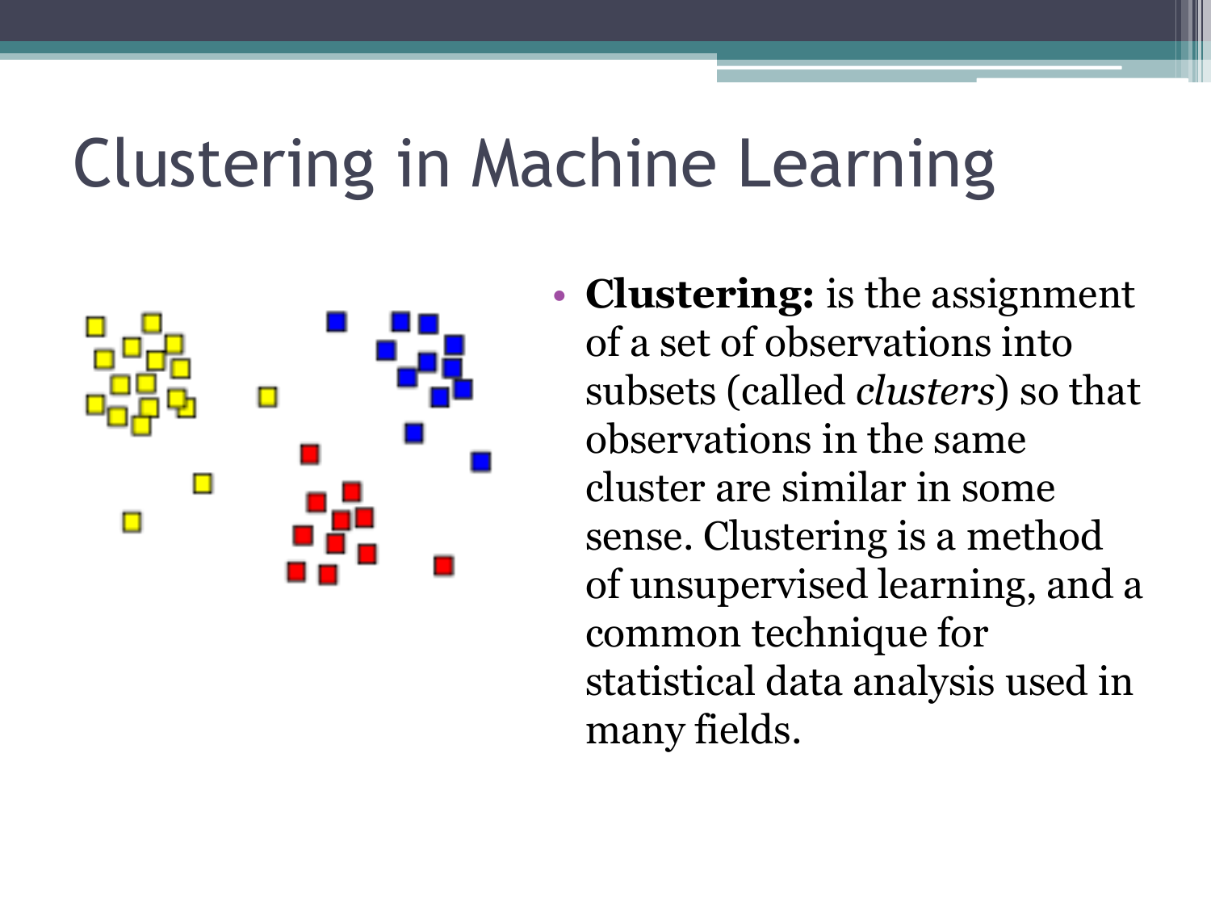# Clustering in Machine Learning

- **Clustering:** is the assignment of a set of observations into subsets (called *clusters*) so that observations in the same cluster are similar in some sense. Clustering is a method of unsupervised learning, and a common technique for statistical data analysis used in many fields.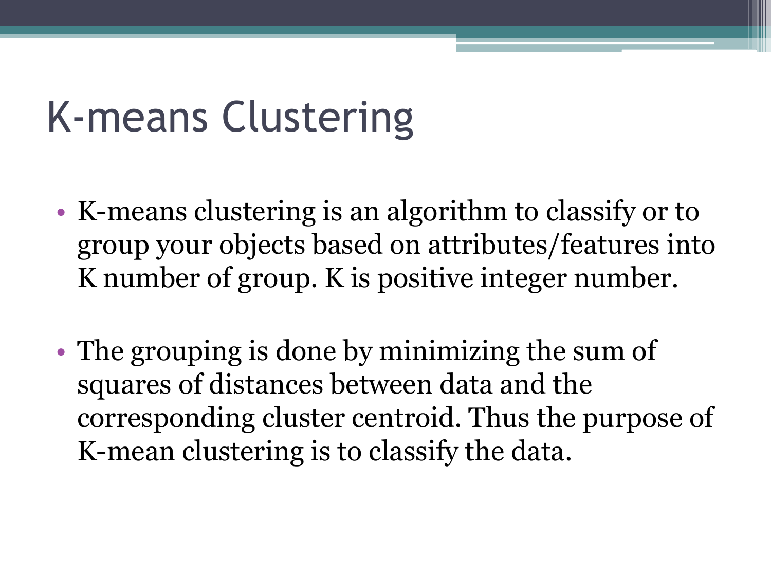# K-means Clustering

- K-means clustering is an algorithm to classify or to group your objects based on attributes/features into K number of group. K is positive integer number.
- The grouping is done by minimizing the sum of squares of distances between data and the corresponding cluster centroid. Thus the purpose of K-mean clustering is to classify the data.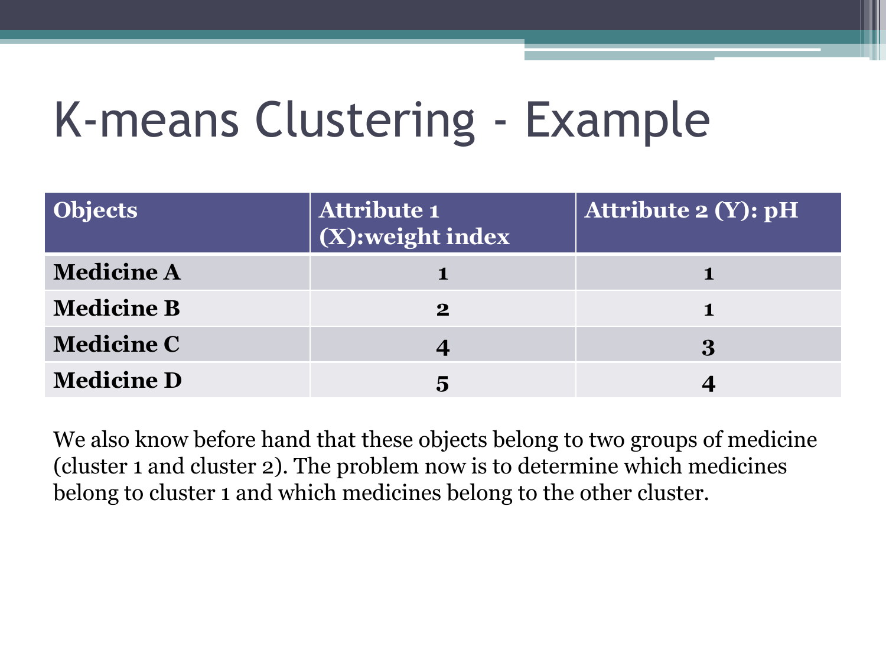# K-means Clustering - Example

| Objects | Attribute 1 (X):weight index | Attribute 2 (Y): pH |
|---|---|---|
| **Medicine A** | **1** | **1** |
| **Medicine B** | **2** | **1** |
| **Medicine C** | **4** | **3** |
| **Medicine D** | **5** | **4** |

We also know before hand that these objects belong to two groups of medicine (cluster 1 and cluster 2). The problem now is to determine which medicines belong to cluster 1 and which medicines belong to the other cluster.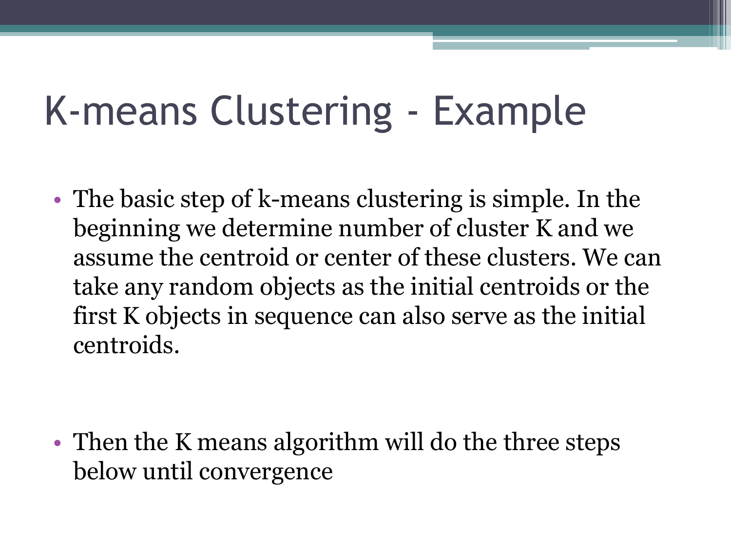# K-means Clustering - Example

- The basic step of k-means clustering is simple. In the beginning we determine number of cluster K and we assume the centroid or center of these clusters. We can take any random objects as the initial centroids or the first K objects in sequence can also serve as the initial centroids.

- Then the K means algorithm will do the three steps below until convergence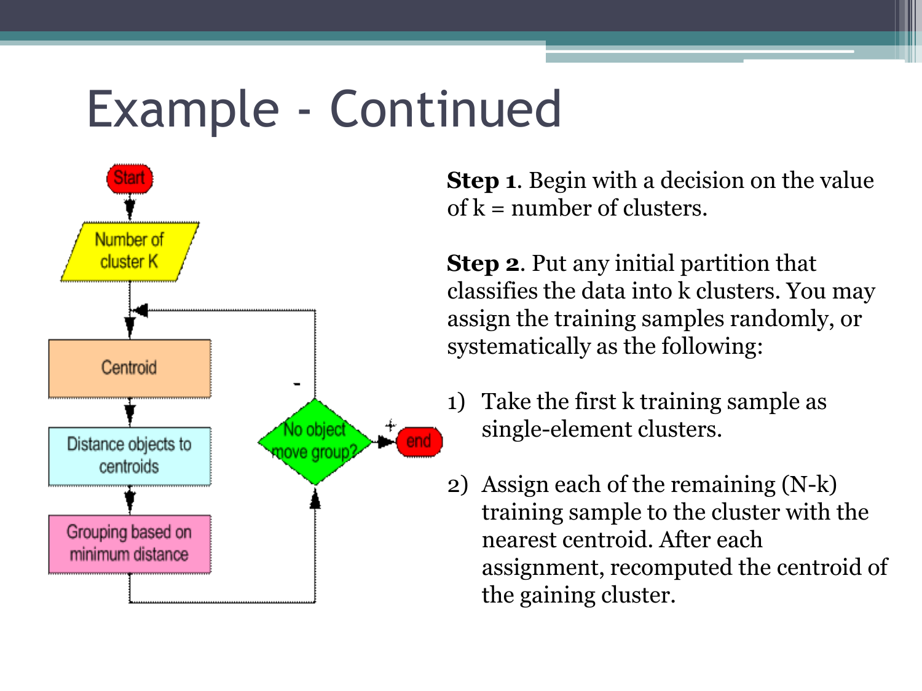# Example - Continued

**Step 1**. Begin with a decision on the value of k = number of clusters.

**Step 2**. Put any initial partition that classifies the data into k clusters. You may assign the training samples randomly, or systematically as the following:

1) Take the first k training sample as single-element clusters.

2) Assign each of the remaining (N-k) training sample to the cluster with the nearest centroid. After each assignment, recomputed the centroid of the gaining cluster.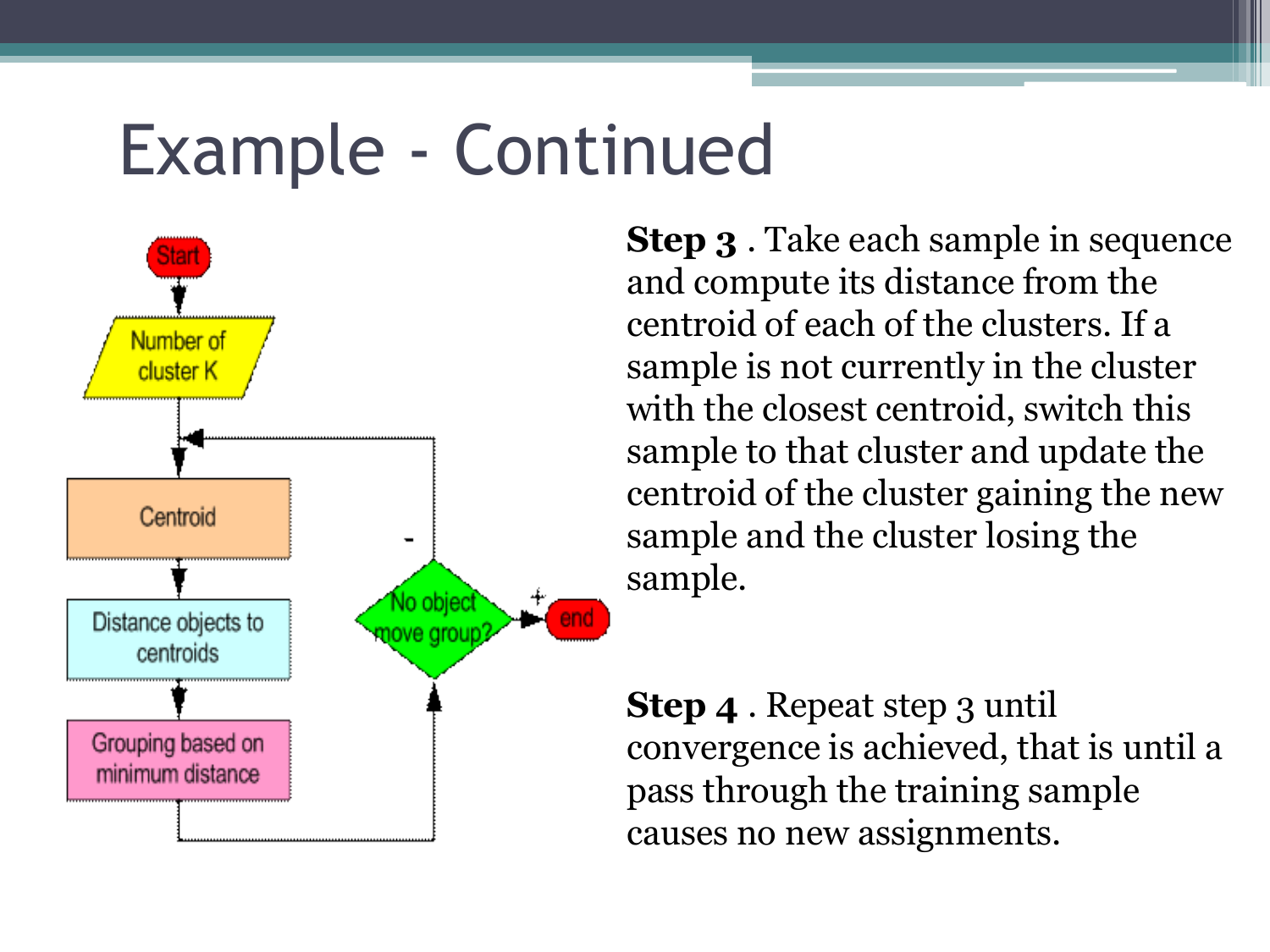# Example - Continued

Start

Number of cluster K

Centroid

Distance objects to centroids

Grouping based on minimum distance

No object move group?

end

**Step 3** . Take each sample in sequence and compute its distance from the centroid of each of the clusters. If a sample is not currently in the cluster with the closest centroid, switch this sample to that cluster and update the centroid of the cluster gaining the new sample and the cluster losing the sample.

**Step 4** . Repeat step 3 until convergence is achieved, that is until a pass through the training sample causes no new assignments.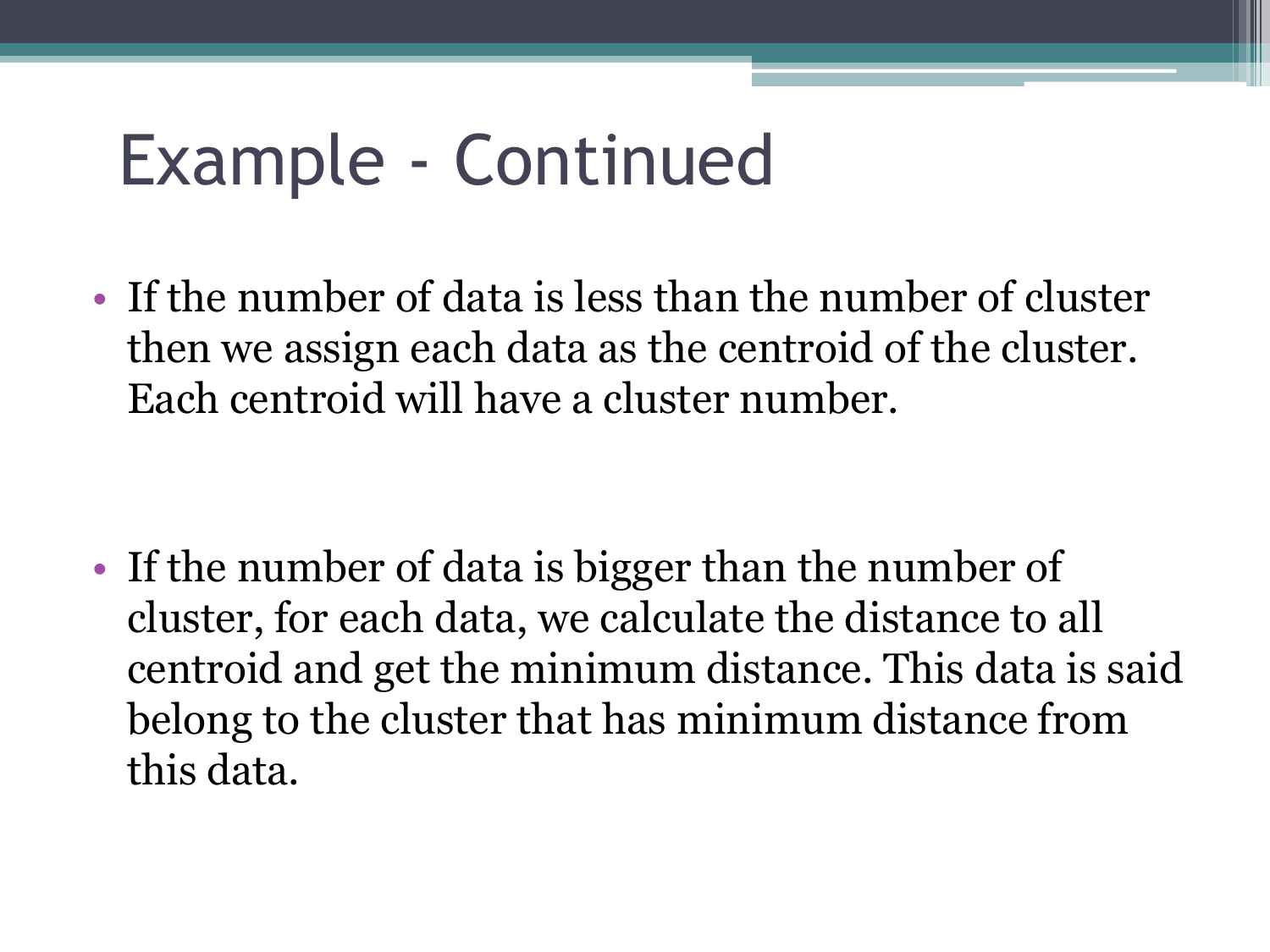# Example - Continued

- If the number of data is less than the number of cluster then we assign each data as the centroid of the cluster. Each centroid will have a cluster number.

- If the number of data is bigger than the number of cluster, for each data, we calculate the distance to all centroid and get the minimum distance. This data is said belong to the cluster that has minimum distance from this data.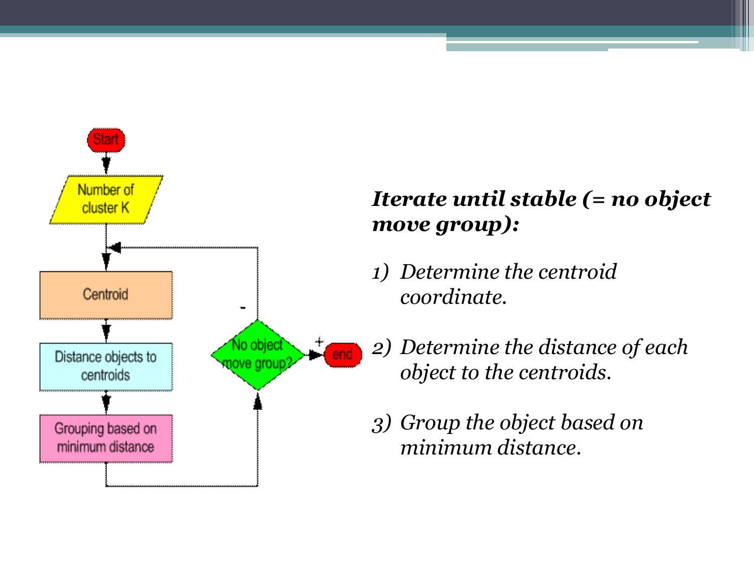Start

Number of cluster K

Centroid

Distance objects to centroids

Grouping based on minimum distance

No object move group?

end

***Iterate until stable (= no object move group):***

1) *Determine the centroid coordinate.*
2) *Determine the distance of each object to the centroids.*
3) *Group the object based on minimum distance.*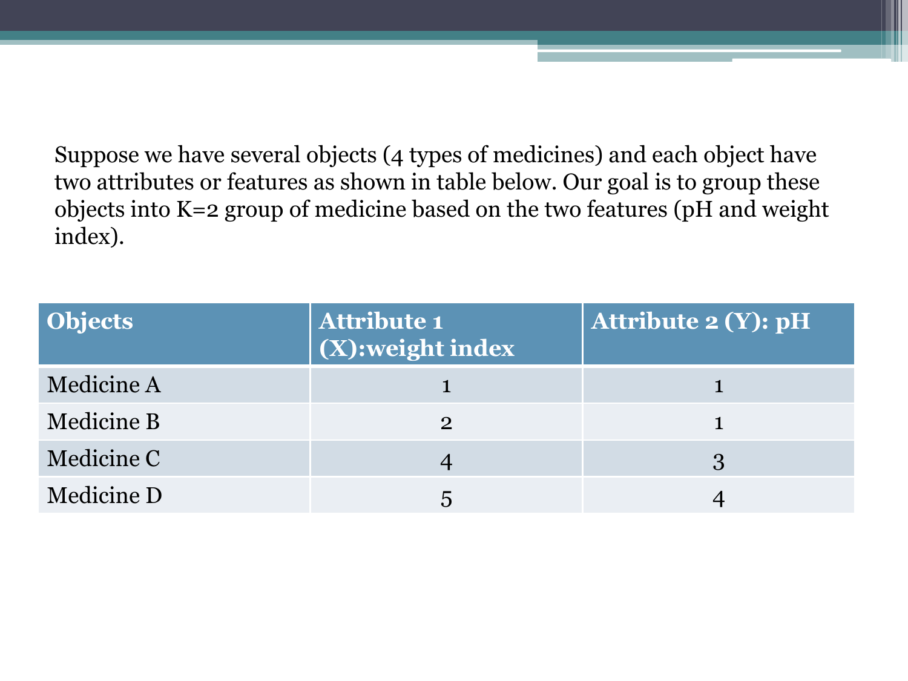Suppose we have several objects (4 types of medicines) and each object have two attributes or features as shown in table below. Our goal is to group these objects into K=2 group of medicine based on the two features (pH and weight index).

| Objects | Attribute 1 (X):weight index | Attribute 2 (Y): pH |
|---|---|---|
| Medicine A | 1 | 1 |
| Medicine B | 2 | 1 |
| Medicine C | 4 | 3 |
| Medicine D | 5 | 4 |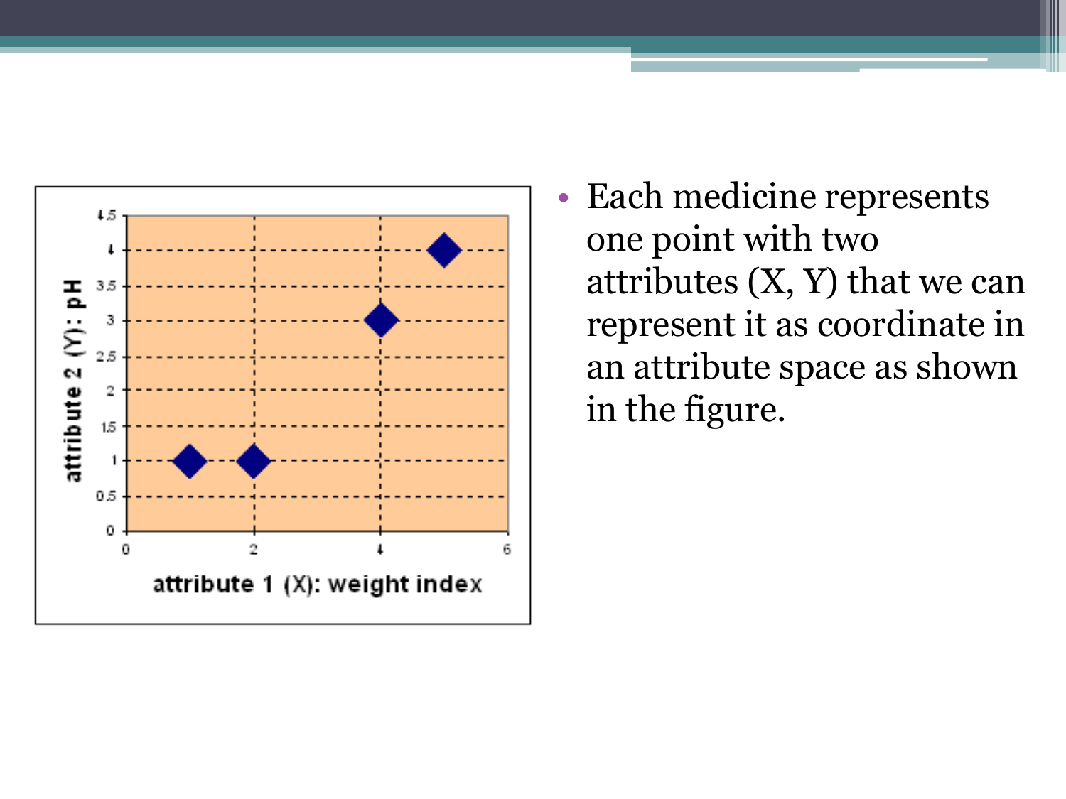- Each medicine represents one point with two attributes (X, Y) that we can represent it as coordinate in an attribute space as shown in the figure.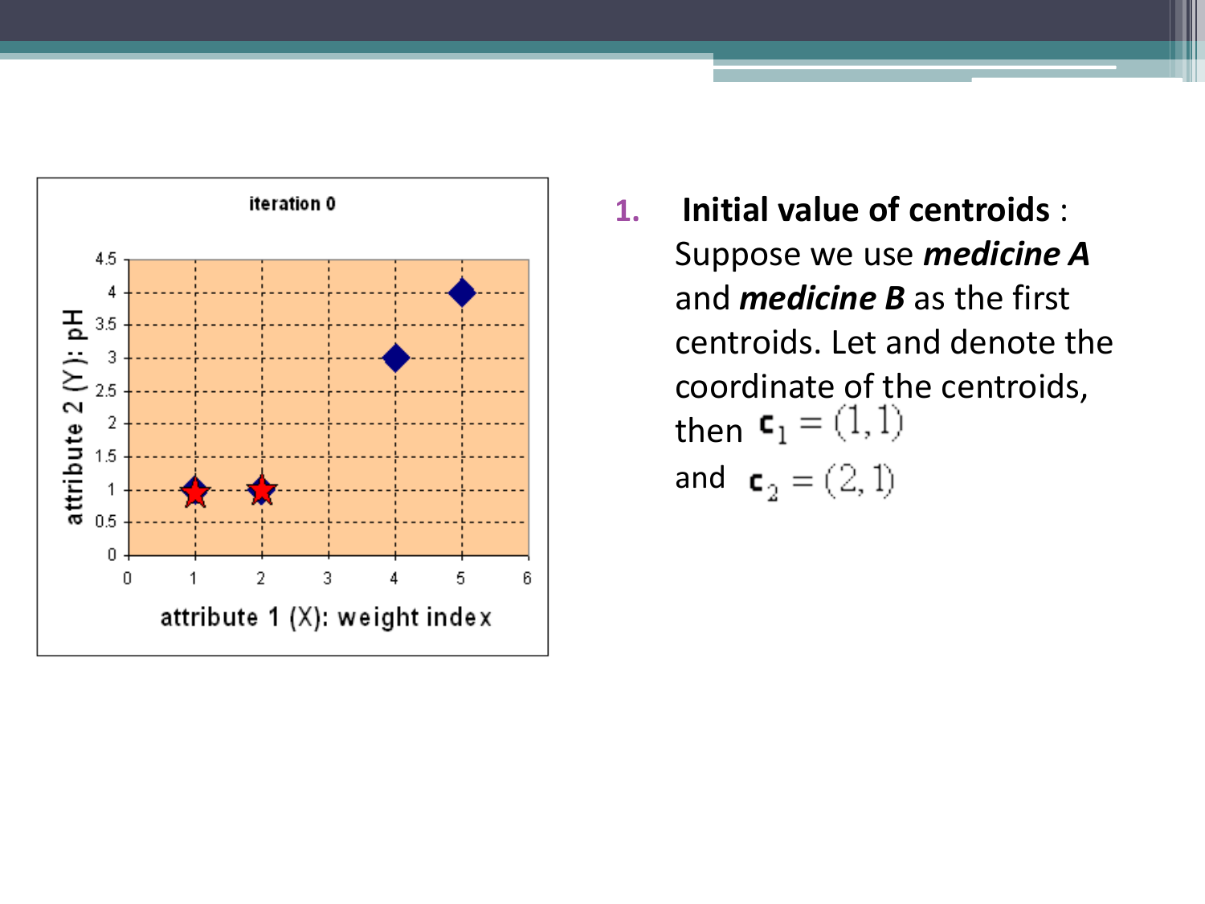1. **Initial value of centroids** : Suppose we use ***medicine A*** and ***medicine B*** as the first centroids. Let and denote the coordinate of the centroids, then $\mathbf{c}_1 = (1,1)$ and $\mathbf{c}_2 = (2,1)$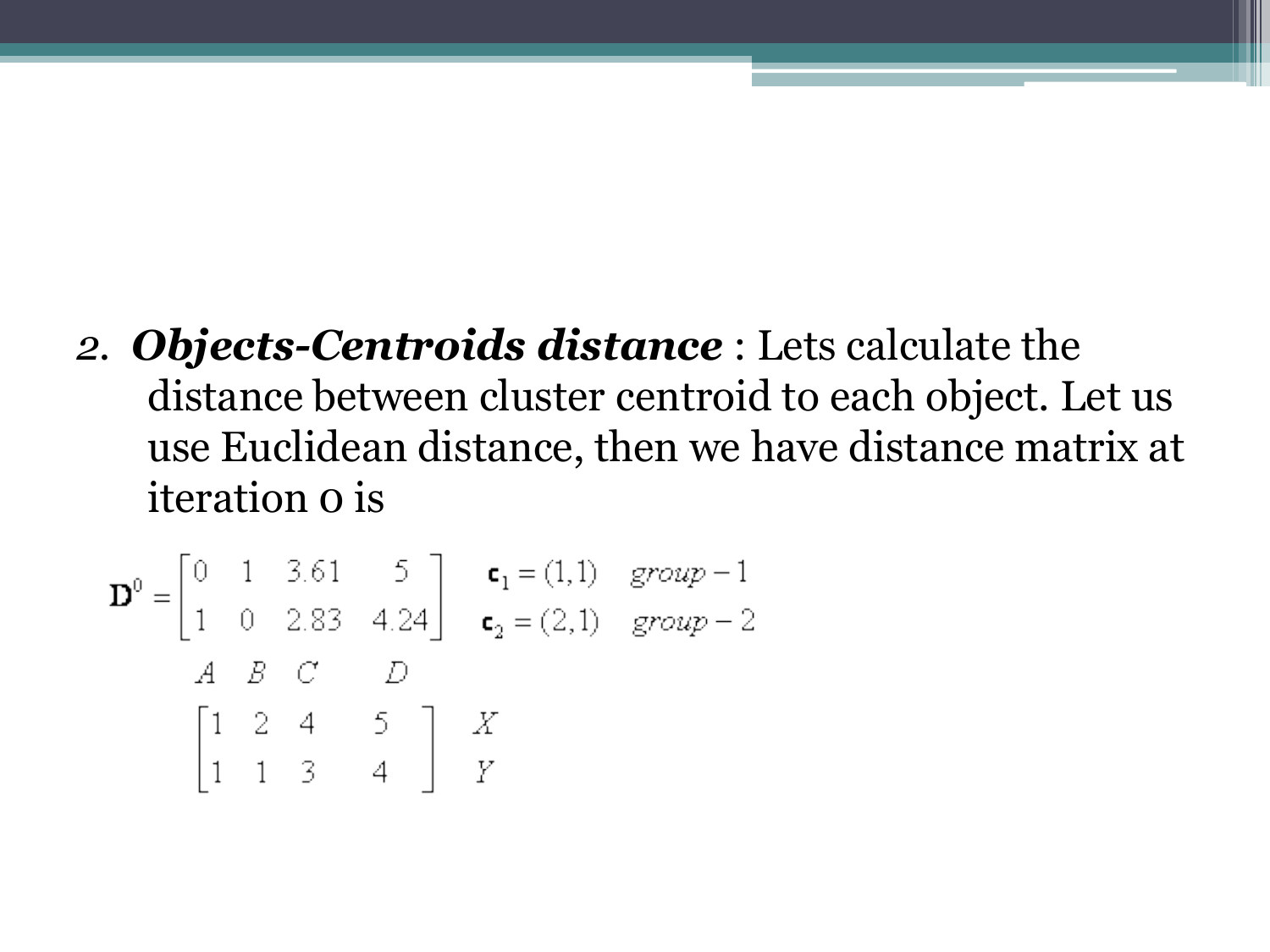2. ***Objects-Centroids distance*** : Lets calculate the distance between cluster centroid to each object. Let us use Euclidean distance, then we have distance matrix at iteration 0 is

$$
\mathbf{D}^0 = \begin{bmatrix} 0 & 1 & 3.61 & 5 \\ 1 & 0 & 2.83 & 4.24 \end{bmatrix} \quad \begin{matrix} \mathbf{c}_1 = (1,1) & group-1 \\ \mathbf{c}_2 = (2,1) & group-2 \end{matrix}
$$

$$
\begin{matrix} A & B & C & D \end{matrix}
$$

$$
\begin{bmatrix} 1 & 2 & 4 & 5 \\ 1 & 1 & 3 & 4 \end{bmatrix} \quad \begin{matrix} X \\ Y \end{matrix}
$$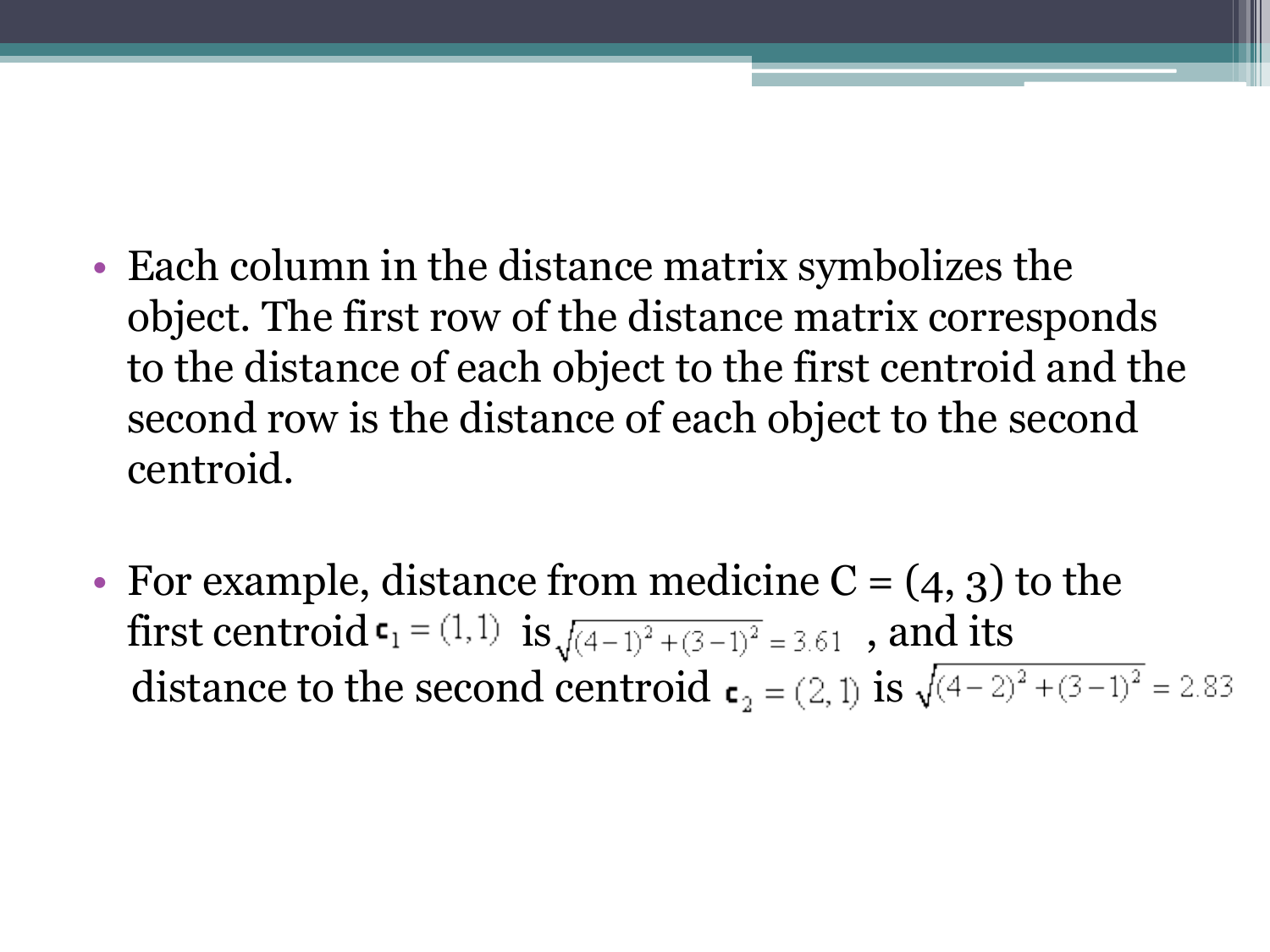- Each column in the distance matrix symbolizes the object. The first row of the distance matrix corresponds to the distance of each object to the first centroid and the second row is the distance of each object to the second centroid.

- For example, distance from medicine C = (4, 3) to the first centroid $\mathbf{c}_1 = (1,1)$ is $\sqrt{(4-1)^2 + (3-1)^2} = 3.61$ , and its distance to the second centroid $\mathbf{c}_2 = (2,1)$ is $\sqrt{(4-2)^2 + (3-1)^2} = 2.83$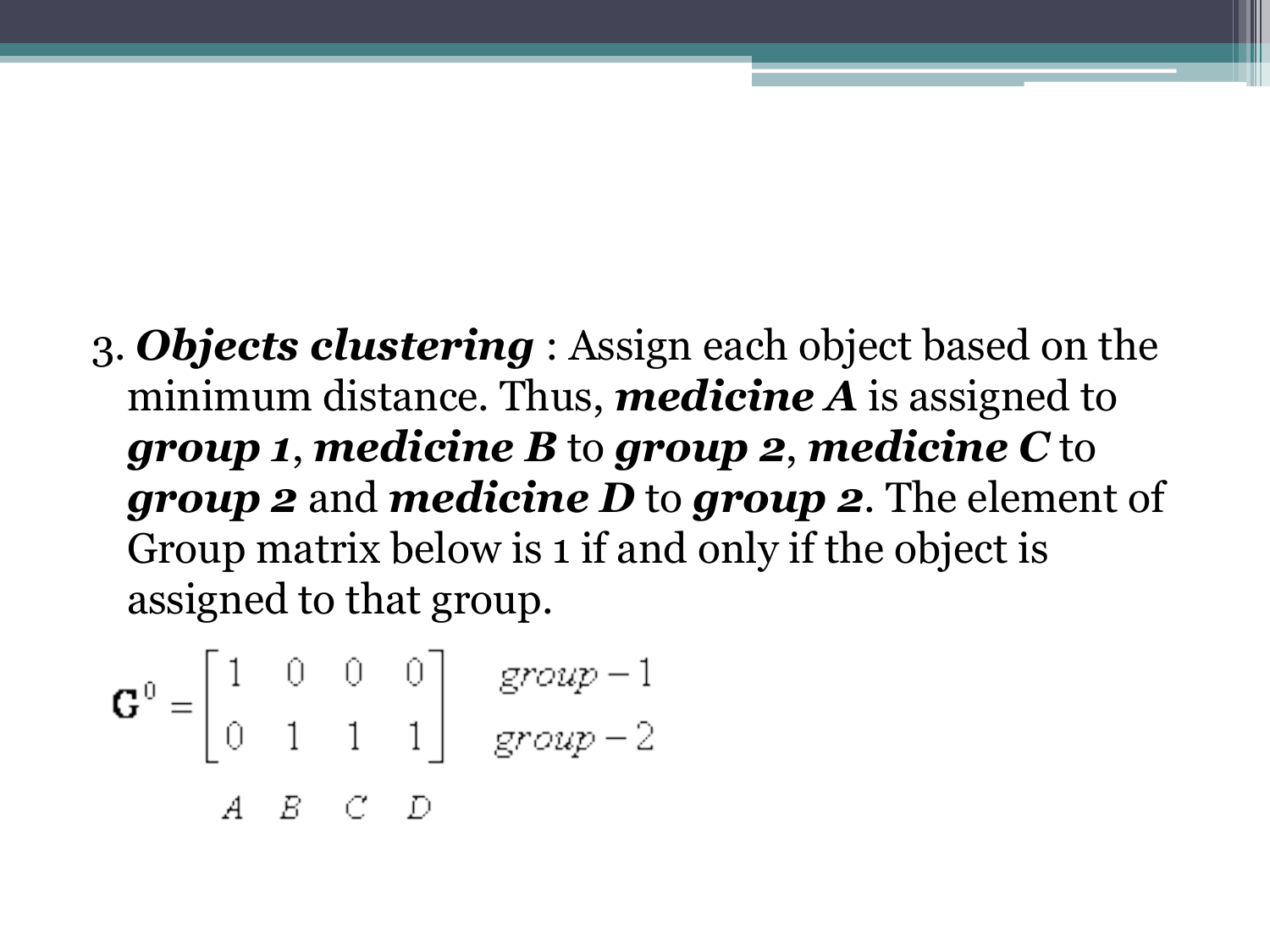3. ***Objects clustering*** : Assign each object based on the minimum distance. Thus, ***medicine A*** is assigned to ***group 1***, ***medicine B*** to ***group 2***, ***medicine C*** to ***group 2*** and ***medicine D*** to ***group 2***. The element of Group matrix below is 1 if and only if the object is assigned to that group.

$$
\mathbf{G}^0 = \begin{bmatrix} 1 & 0 & 0 & 0 \\ 0 & 1 & 1 & 1 \end{bmatrix} \begin{matrix} group-1 \\ group-2 \end{matrix}
$$

$$
\begin{matrix} A & B & C & D \end{matrix}
$$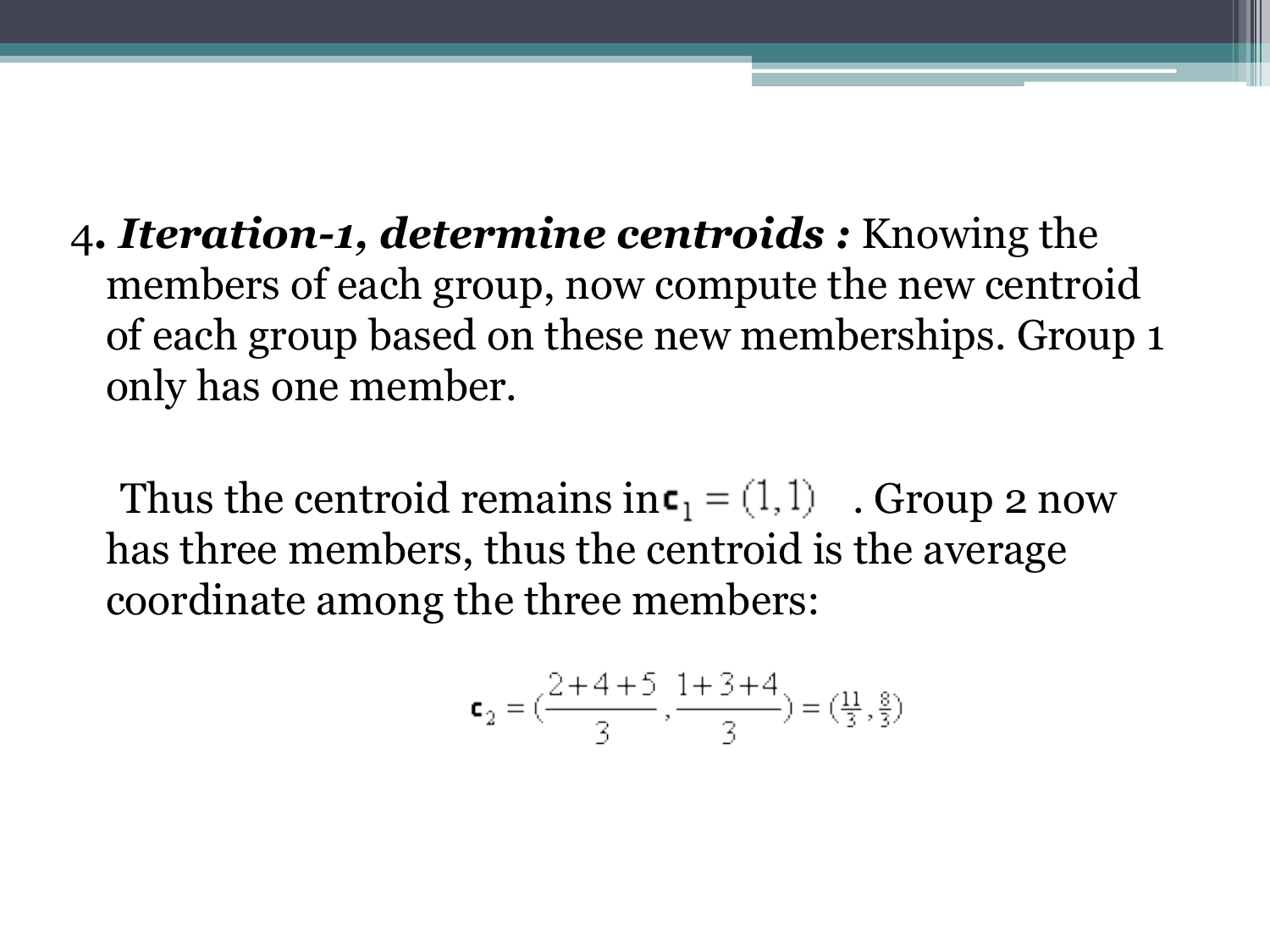4. ***Iteration-1, determine centroids :*** Knowing the members of each group, now compute the new centroid of each group based on these new memberships. Group 1 only has one member.

Thus the centroid remains in $\mathbf{c}_1 = (1, 1)$ . Group 2 now has three members, thus the centroid is the average coordinate among the three members:

$$\mathbf{c}_2 = \left(\frac{2+4+5}{3}, \frac{1+3+4}{3}\right) = \left(\tfrac{11}{3}, \tfrac{8}{3}\right)$$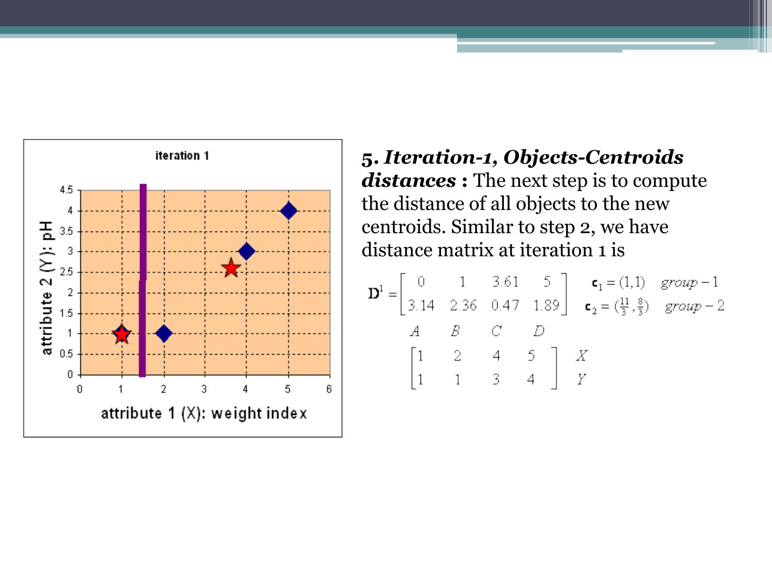**5. *Iteration-1, Objects-Centroids distances* :** The next step is to compute the distance of all objects to the new centroids. Similar to step 2, we have distance matrix at iteration 1 is

$$
\mathbf{D}^1 = \begin{bmatrix} 0 & 1 & 3.61 & 5 \\ 3.14 & 2.36 & 0.47 & 1.89 \end{bmatrix} \quad \begin{matrix} \mathbf{c}_1 = (1,1) & group-1 \\ \mathbf{c}_2 = (\frac{11}{3}, \frac{8}{3}) & group-2 \end{matrix}
$$

$$
\begin{matrix} A & B & C & D \end{matrix}
$$

$$
\begin{bmatrix} 1 & 2 & 4 & 5 \\ 1 & 1 & 3 & 4 \end{bmatrix} \quad \begin{matrix} X \\ Y \end{matrix}
$$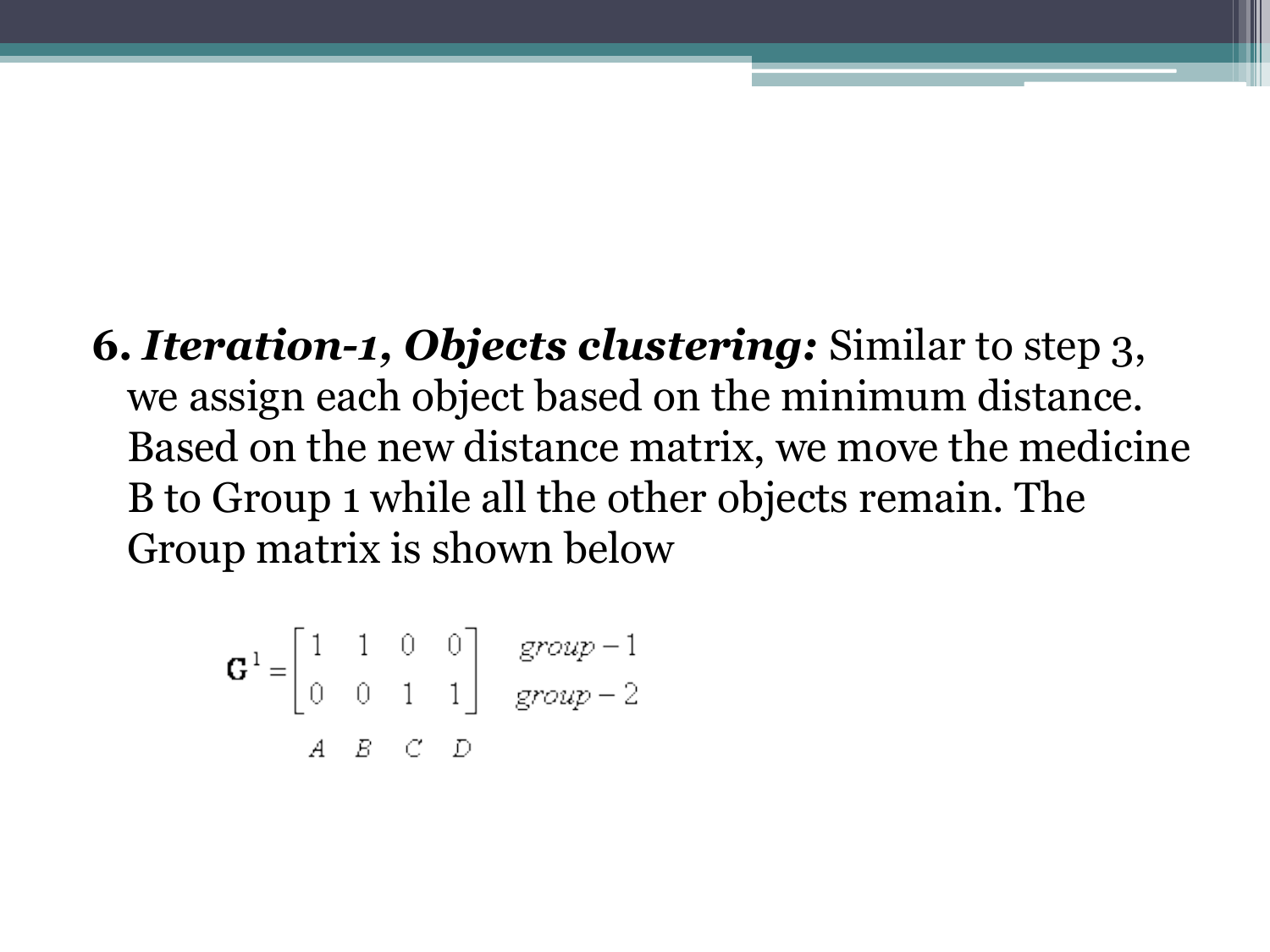**6.** ***Iteration-1, Objects clustering:*** Similar to step 3, we assign each object based on the minimum distance. Based on the new distance matrix, we move the medicine B to Group 1 while all the other objects remain. The Group matrix is shown below

$$\mathbf{G}^1 = \begin{bmatrix} 1 & 1 & 0 & 0 \\ 0 & 0 & 1 & 1 \end{bmatrix} \begin{matrix} group-1 \\ group-2 \end{matrix}$$

$$\begin{matrix} A & B & C & D \end{matrix}$$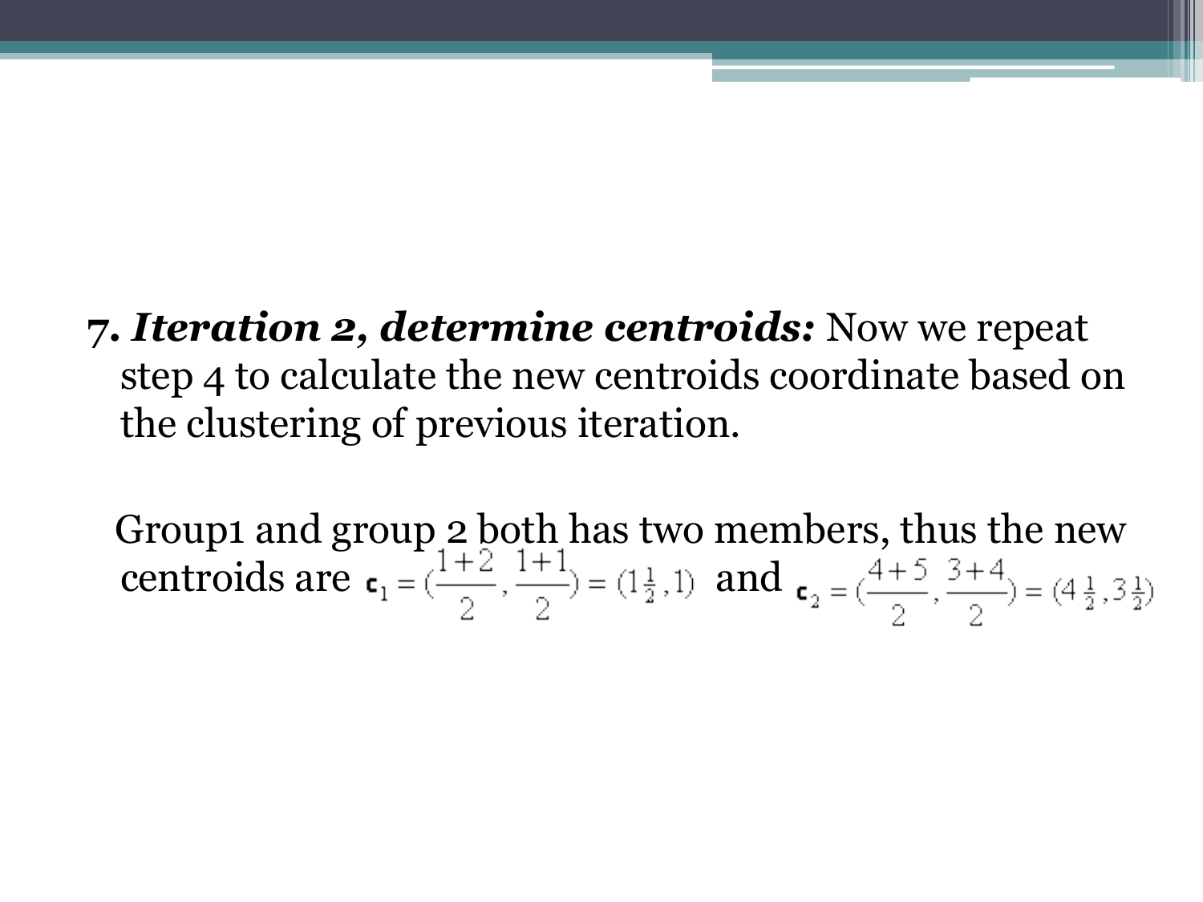7. ***Iteration 2, determine centroids:*** Now we repeat step 4 to calculate the new centroids coordinate based on the clustering of previous iteration.

Group1 and group 2 both has two members, thus the new centroids are $\mathbf{c}_1 = (\frac{1+2}{2}, \frac{1+1}{2}) = (1\frac{1}{2}, 1)$ and $\mathbf{c}_2 = (\frac{4+5}{2}, \frac{3+4}{2}) = (4\frac{1}{2}, 3\frac{1}{2})$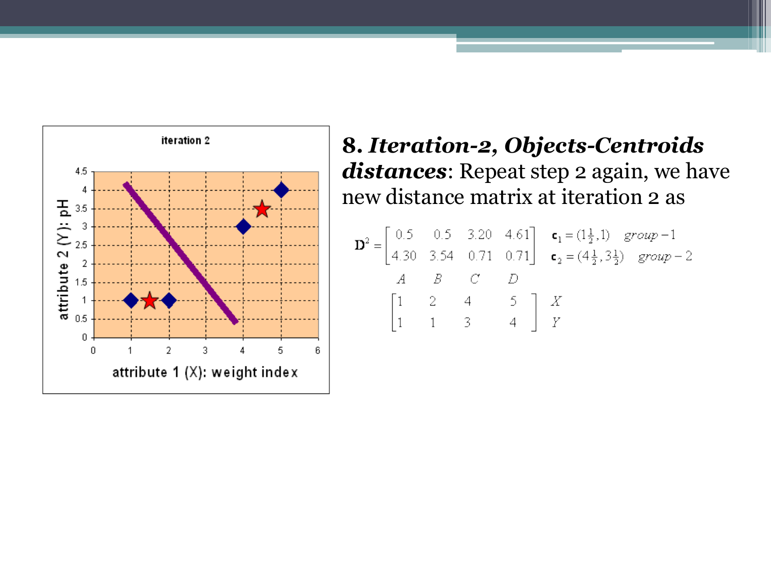**8. *Iteration-2, Objects-Centroids distances*:** Repeat step 2 again, we have new distance matrix at iteration 2 as

$$\mathbf{D}^2 = \begin{bmatrix} 0.5 & 0.5 & 3.20 & 4.61 \\ 4.30 & 3.54 & 0.71 & 0.71 \end{bmatrix} \quad \begin{matrix} \mathbf{c}_1 = (1\frac{1}{2}, 1) & group-1 \\ \mathbf{c}_2 = (4\frac{1}{2}, 3\frac{1}{2}) & group-2 \end{matrix}$$

$$\begin{matrix} A & B & C & D & \\ \end{matrix}$$

$$\begin{bmatrix} 1 & 2 & 4 & 5 \\ 1 & 1 & 3 & 4 \end{bmatrix} \begin{matrix} X \\ Y \end{matrix}$$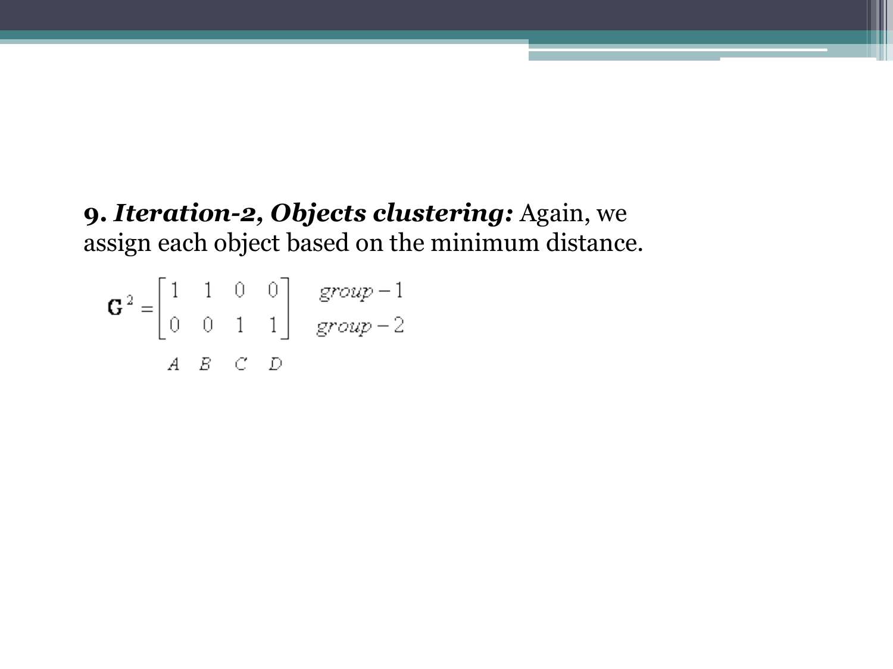**9. *Iteration-2, Objects clustering:*** Again, we assign each object based on the minimum distance.

$$\mathbf{G}^2 = \begin{bmatrix} 1 & 1 & 0 & 0 \\ 0 & 0 & 1 & 1 \end{bmatrix} \begin{matrix} group-1 \\ group-2 \end{matrix}$$

$$\begin{matrix} A & B & C & D \end{matrix}$$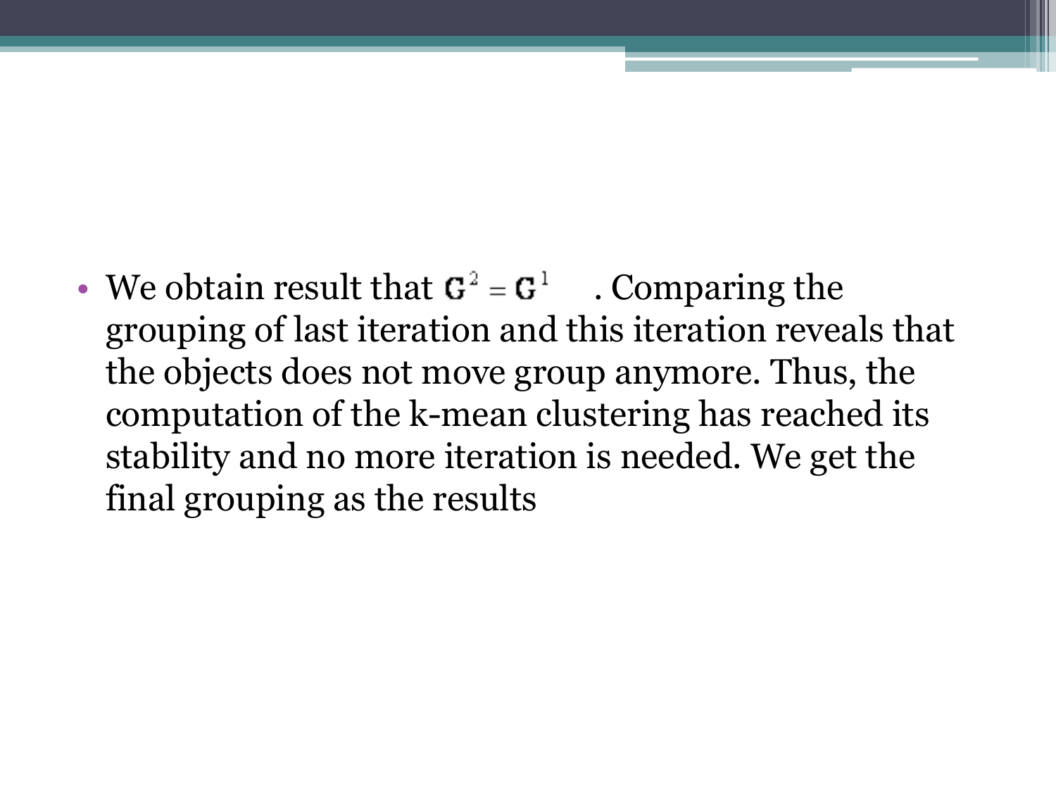- We obtain result that $\mathbf{G}^2 = \mathbf{G}^1$ . Comparing the grouping of last iteration and this iteration reveals that the objects does not move group anymore. Thus, the computation of the k-mean clustering has reached its stability and no more iteration is needed. We get the final grouping as the results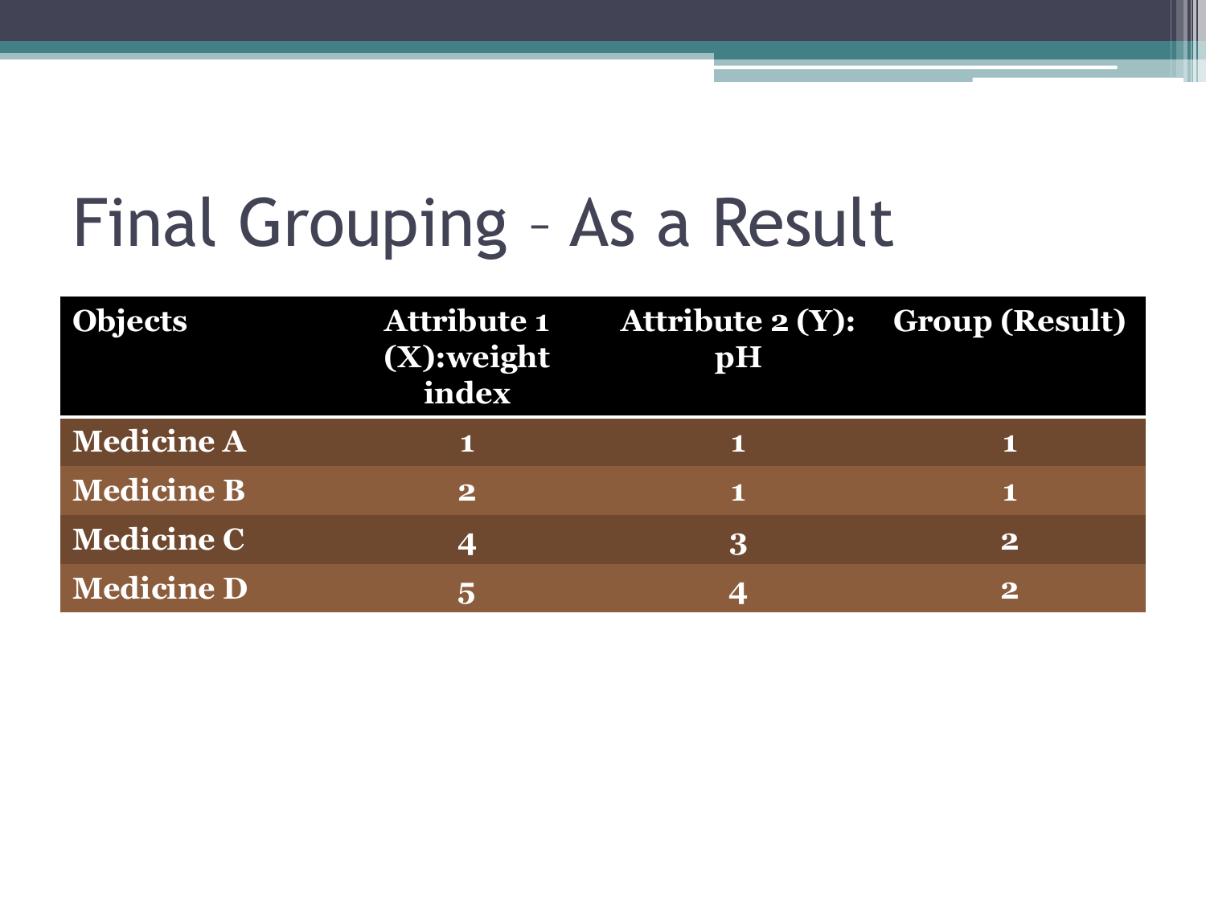# Final Grouping – As a Result

| Objects | Attribute 1 (X):weight index | Attribute 2 (Y): pH | Group (Result) |
|---|---|---|---|
| Medicine A | 1 | 1 | 1 |
| Medicine B | 2 | 1 | 1 |
| Medicine C | 4 | 3 | 2 |
| Medicine D | 5 | 4 | 2 |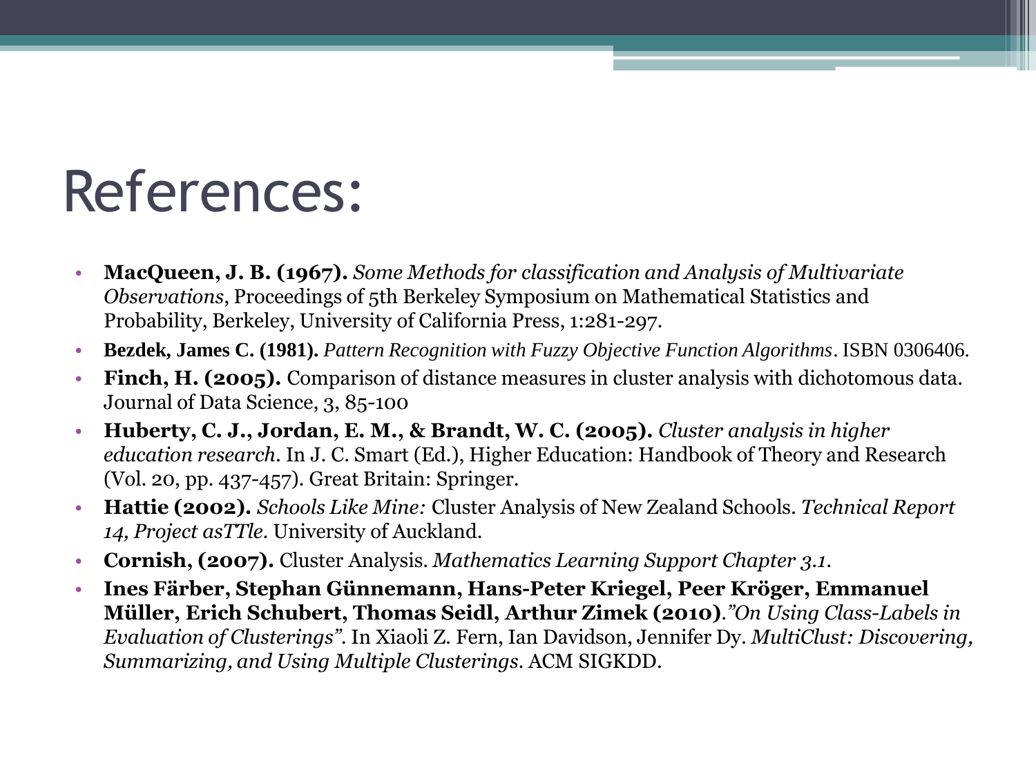# References:

- **MacQueen, J. B. (1967).** *Some Methods for classification and Analysis of Multivariate Observations*, Proceedings of 5th Berkeley Symposium on Mathematical Statistics and Probability, Berkeley, University of California Press, 1:281-297.
- **Bezdek, James C. (1981).** *Pattern Recognition with Fuzzy Objective Function Algorithms*. ISBN 0306406.
- **Finch, H. (2005).** Comparison of distance measures in cluster analysis with dichotomous data. Journal of Data Science, 3, 85-100
- **Huberty, C. J., Jordan, E. M., & Brandt, W. C. (2005).** *Cluster analysis in higher education research*. In J. C. Smart (Ed.), Higher Education: Handbook of Theory and Research (Vol. 20, pp. 437-457). Great Britain: Springer.
- **Hattie (2002).** *Schools Like Mine:* Cluster Analysis of New Zealand Schools. *Technical Report 14, Project asTTle*. University of Auckland.
- **Cornish, (2007).** Cluster Analysis. *Mathematics Learning Support Chapter 3.1*.
- **Ines Färber, Stephan Günnemann, Hans-Peter Kriegel, Peer Kröger, Emmanuel Müller, Erich Schubert, Thomas Seidl, Arthur Zimek (2010)**.*"On Using Class-Labels in Evaluation of Clusterings"*. In Xiaoli Z. Fern, Ian Davidson, Jennifer Dy. *MultiClust: Discovering, Summarizing, and Using Multiple Clusterings*. ACM SIGKDD.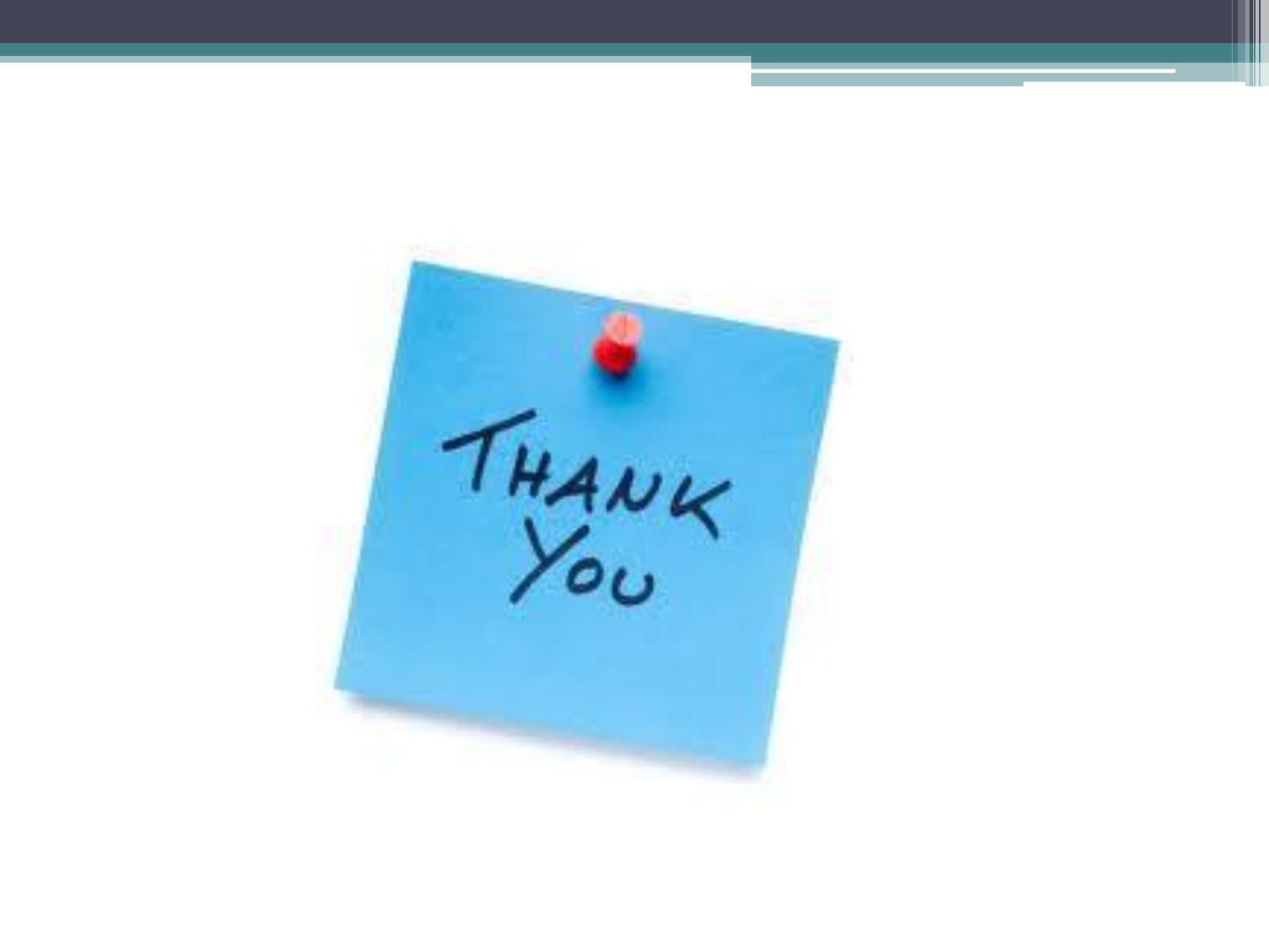THANK YOU